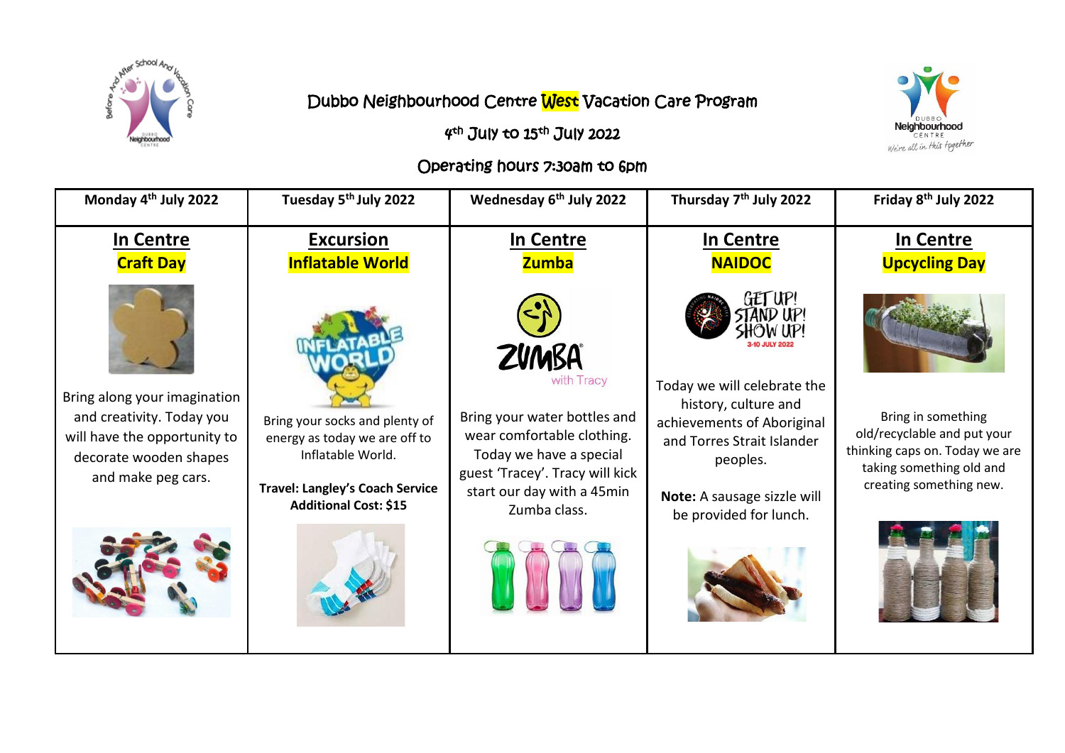# Dubbo Neighbourhood Centre West Vacation Care Program

## 4th July to 15th July 2022

## Operating hours 7:30am to 6pm

| Monday 4th July 2022 | Tuesday 5th July 2022 | Wednesday 6th July 2022 | Thursday 7th July 2022 | Friday 8th July 2022 |
|---|---|---|---|---|
| **In Centre**<br>**Craft Day**<br><br>Bring along your imagination and creativity. Today you will have the opportunity to decorate wooden shapes and make peg cars. | **Excursion**<br>**Inflatable World**<br><br>Bring your socks and plenty of energy as today we are off to Inflatable World.<br><br>**Travel: Langley's Coach Service**<br>**Additional Cost: $15** | **In Centre**<br>**Zumba**<br><br>Bring your water bottles and wear comfortable clothing. Today we have a special guest 'Tracey'. Tracy will kick start our day with a 45min Zumba class. | **In Centre**<br>**NAIDOC**<br><br>Today we will celebrate the history, culture and achievements of Aboriginal and Torres Strait Islander peoples.<br><br>**Note:** A sausage sizzle will be provided for lunch. | **In Centre**<br>**Upcycling Day**<br><br>Bring in something old/recyclable and put your thinking caps on. Today we are taking something old and creating something new. |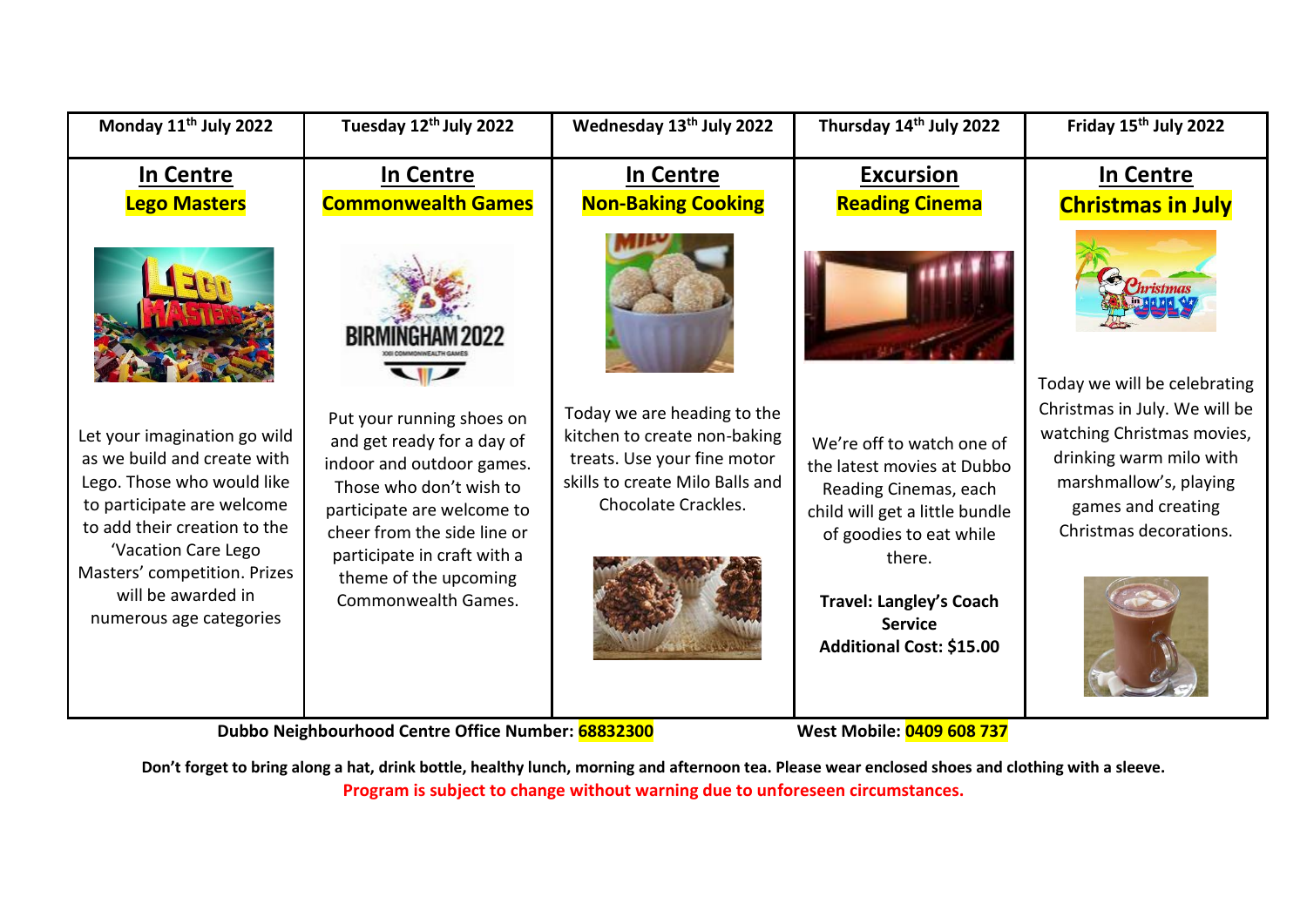| Monday 11th July 2022 | Tuesday 12th July 2022 | Wednesday 13th July 2022 | Thursday 14th July 2022 | Friday 15th July 2022 |
|---|---|---|---|---|
| **In Centre** **Lego Masters** Let your imagination go wild as we build and create with Lego. Those who would like to participate are welcome to add their creation to the 'Vacation Care Lego Masters' competition. Prizes will be awarded in numerous age categories | **In Centre** **Commonwealth Games** Put your running shoes on and get ready for a day of indoor and outdoor games. Those who don't wish to participate are welcome to cheer from the side line or participate in craft with a theme of the upcoming Commonwealth Games. | **In Centre** **Non-Baking Cooking** Today we are heading to the kitchen to create non-baking treats. Use your fine motor skills to create Milo Balls and Chocolate Crackles. | **Excursion** **Reading Cinema** We're off to watch one of the latest movies at Dubbo Reading Cinemas, each child will get a little bundle of goodies to eat while there. **Travel: Langley's Coach Service** **Additional Cost: $15.00** | **In Centre** **Christmas in July** Today we will be celebrating Christmas in July. We will be watching Christmas movies, drinking warm milo with marshmallow's, playing games and creating Christmas decorations. |

**Dubbo Neighbourhood Centre Office Number: 68832300** **West Mobile: 0409 608 737**

**Don't forget to bring along a hat, drink bottle, healthy lunch, morning and afternoon tea. Please wear enclosed shoes and clothing with a sleeve.**

**Program is subject to change without warning due to unforeseen circumstances.**